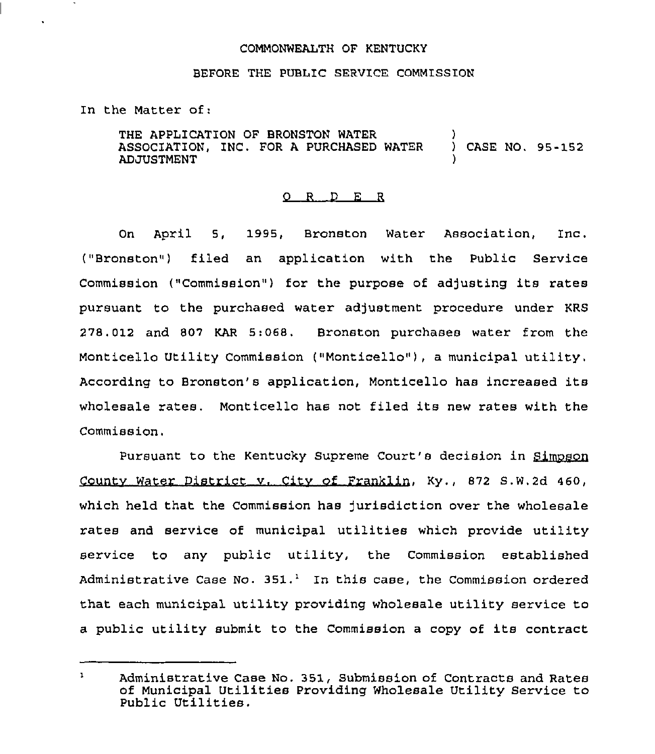COMMONWEALTH OF KENTUCKY

BEFORE THE PUBLIC SERVICE COMMISSION

In the Matter of:

THE APPLICATION OF BRONSTON WATER ASSOCIATION, INC. FOR A PURCHASED WATER ADJUSTMENT ) CASE NO. 95-152

O R D E R

On April 5, 1995, Bronston Water Association, Inc. ("Bronston") filed an application with the Public Service Commission ("Commission") for the purpose of adjusting its rates pursuant to the purchased water adjustment procedure under KRS 278.012 and 807 KAR 5:068. Bronston purchases water from the Monticello Utility Commission ("Monticello"), a municipal utility. According to Bronston's application, Monticello has increased its wholesale rates. Monticello has not filed its new rates with the Commission.

Pursuant to the Kentucky Supreme Court's decision in Simpson County Water District v. City of Franklin, Ky., 872 S.W.2d 460, which held that the Commission has jurisdiction over the wholesale rates and service of municipal utilities which provide utility service to any public utility, the Commission established Administrative Case No. 351.[1] In this case, the Commission ordered that each municipal utility providing wholesale utility service to a public utility submit to the Commission a copy of its contract

[1] Administrative Case No. 351, Submission of Contracts and Rates of Municipal Utilities Providing Wholesale Utility Service to Public Utilities.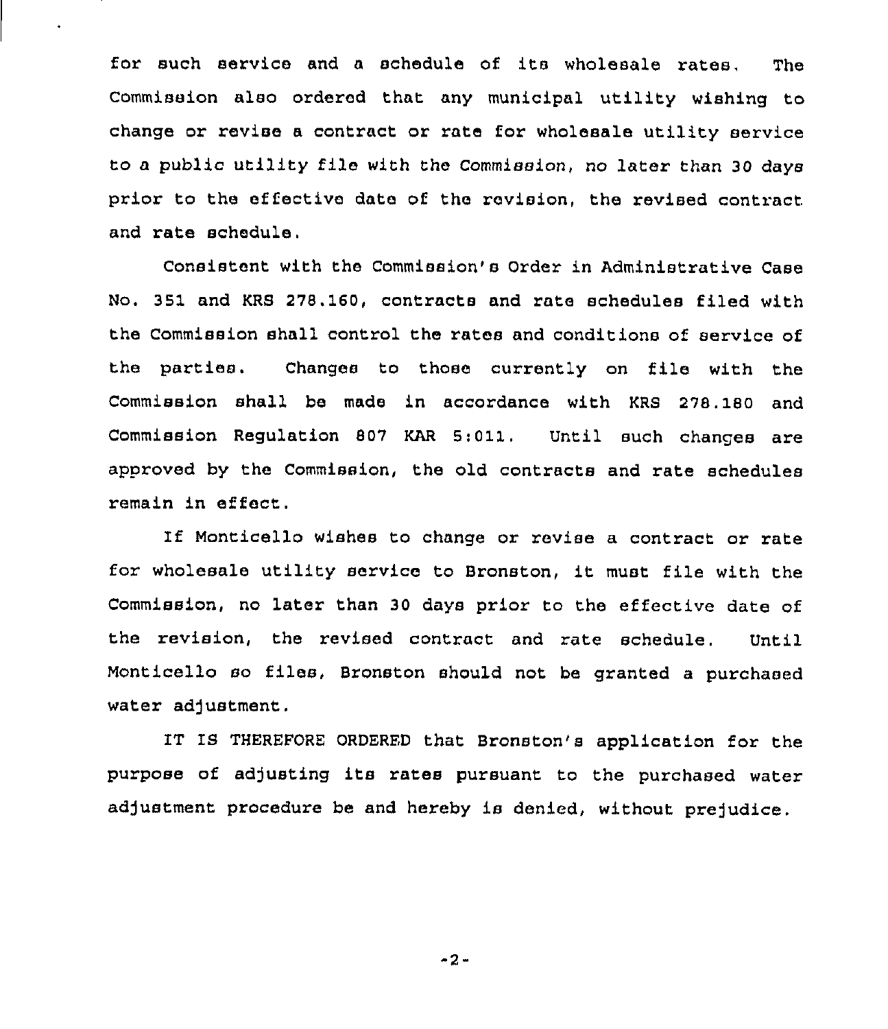for such service and a schedule of its wholesale rates. The Commission also ordered that any municipal utility wishing to change or revise a contract or rate for wholesale utility service to a public utility file with the Commission, no later than 30 days prior to the effective date of the revision, the revised contract and rate schedule.

Consistent with the Commission's Order in Administrative Case No. 351 and KRS 278.160, contracts and rate schedules filed with the Commission shall control the rates and conditions of service of the parties. Changes to those currently on file with the Commission shall be made in accordance with KRS 278.180 and Commission Regulation 807 KAR 5:011. Until such changes are approved by the Commission, the old contracts and rate schedules remain in effect.

If Monticello wishes to change or revise a contract or rate for wholesale utility service to Bronston, it must file with the Commission, no later than 30 days prior to the effective date of the revision, the revised contract and rate schedule. Until Monticello so files, Bronston should not be granted a purchased water adjustment.

IT IS THEREFORE ORDERED that Bronston's application for the purpose of adjusting its rates pursuant to the purchased water adjustment procedure be and hereby is denied, without prejudice.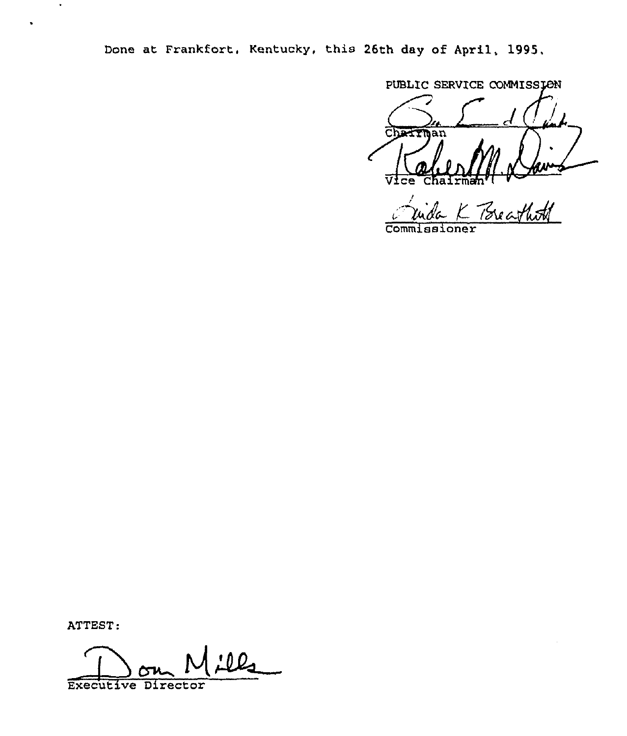Done at Frankfort, Kentucky, this 26th day of April, 1995.

PUBLIC SERVICE COMMISSION

Chairman

Vice Chairman

Commissioner

ATTEST:

Executive Director